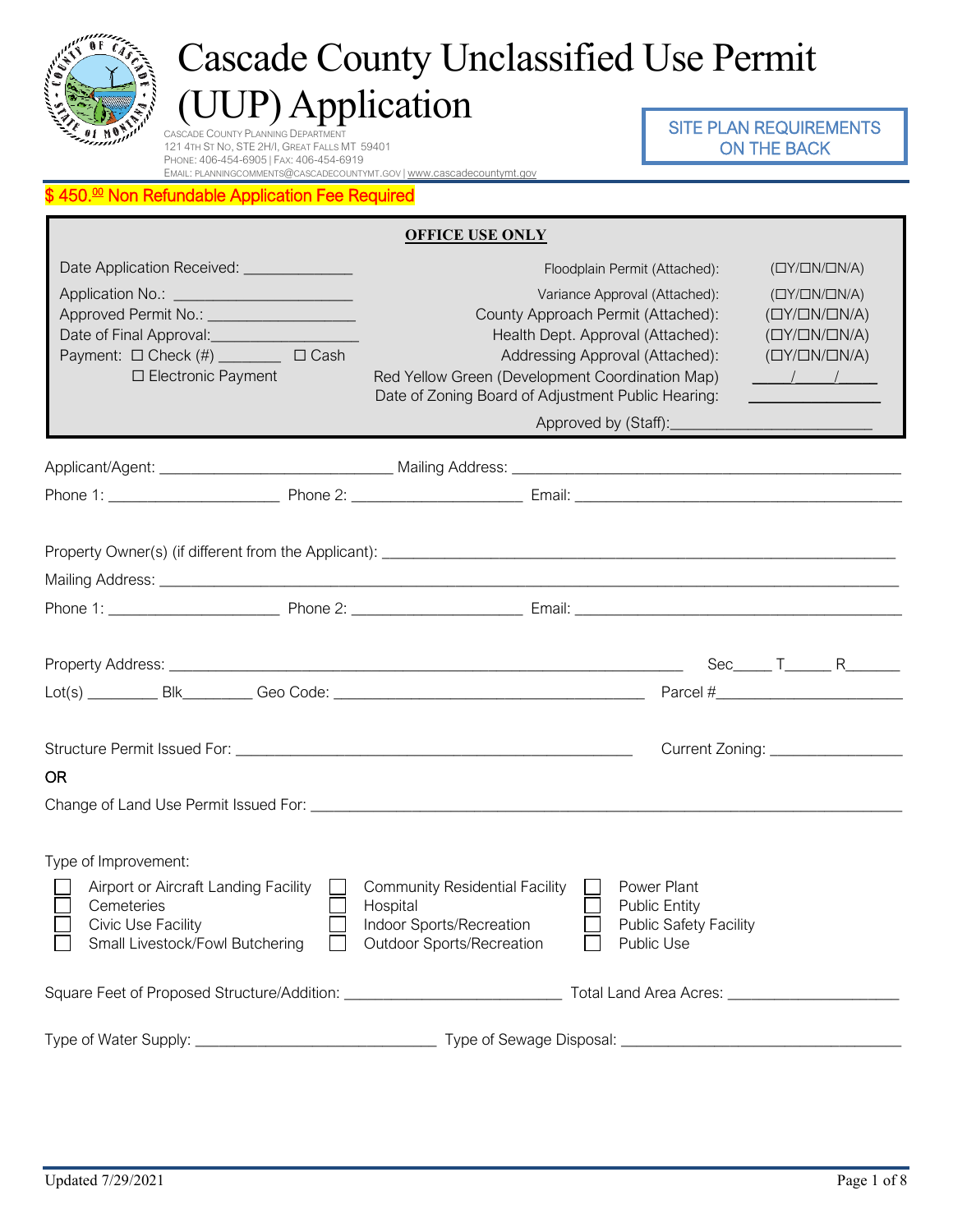# Cascade County Unclassified Use Permit (UUP) Application

CASCADE COUNTY PLANNING DEPARTMENT
121 4TH ST NO, STE 2H/I, GREAT FALLS MT 59401
PHONE: 406-454-6905 | FAX: 406-454-6919
EMAIL: PLANNINGCOMMENTS@CASCADECOUNTYMT.GOV | www.cascadecountymt.gov

SITE PLAN REQUIREMENTS ON THE BACK

**$ 450.00 Non Refundable Application Fee Required**

**OFFICE USE ONLY**

Date Application Received: _____________

Application No.: ______________________

Approved Permit No.: __________________

Date of Final Approval:_________________

Payment: ☐ Check (#) ________ ☐ Cash ☐ Electronic Payment

Floodplain Permit (Attached): (☐Y/☐N/☐N/A)

Variance Approval (Attached): (☐Y/☐N/☐N/A)

County Approach Permit (Attached): (☐Y/☐N/☐N/A)

Health Dept. Approval (Attached): (☐Y/☐N/☐N/A)

Addressing Approval (Attached): (☐Y/☐N/☐N/A)

Red Yellow Green (Development Coordination Map) ____/____/____

Date of Zoning Board of Adjustment Public Hearing: ________________

Approved by (Staff):________________________

Applicant/Agent: ____________________________ Mailing Address: ______________________________________________

Phone 1: _____________________ Phone 2: _____________________ Email: ________________________________________

Property Owner(s) (if different from the Applicant): ________________________________________________________________

Mailing Address: ___________________________________________________________________________________________

Phone 1: _____________________ Phone 2: _____________________ Email: ________________________________________

Property Address: _________________________________________________________________ Sec_____ T______ R_______

Lot(s) _________ Blk_________ Geo Code: _______________________________________ Parcel #_______________________

Structure Permit Issued For: ___________________________________________________ Current Zoning: ________________

OR

Change of Land Use Permit Issued For: _________________________________________________________________________

Type of Improvement:

- ☐ Airport or Aircraft Landing Facility
- ☐ Cemeteries
- ☐ Civic Use Facility
- ☐ Small Livestock/Fowl Butchering
- ☐ Community Residential Facility
- ☐ Hospital
- ☐ Indoor Sports/Recreation
- ☐ Outdoor Sports/Recreation
- ☐ Power Plant
- ☐ Public Entity
- ☐ Public Safety Facility
- ☐ Public Use

Square Feet of Proposed Structure/Addition: __________________________ Total Land Area Acres: _____________________

Type of Water Supply: ______________________________ Type of Sewage Disposal: __________________________________

Updated 7/29/2021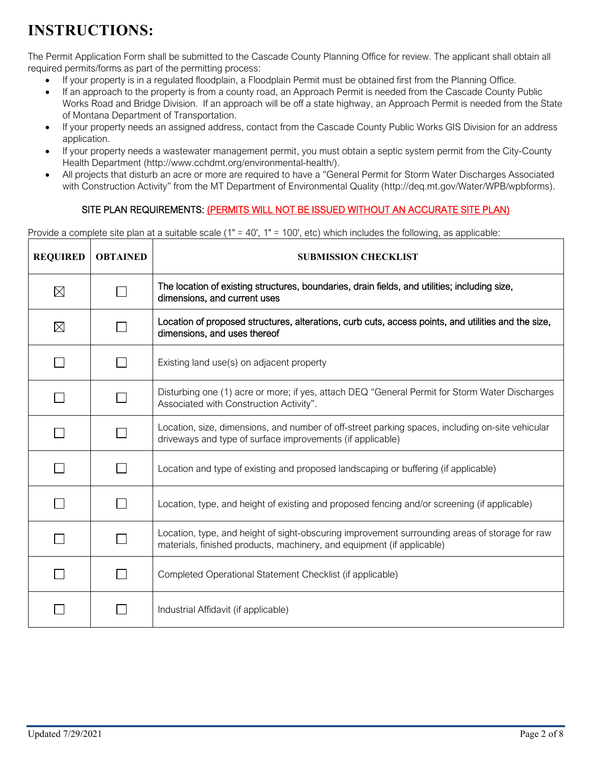# INSTRUCTIONS:

The Permit Application Form shall be submitted to the Cascade County Planning Office for review. The applicant shall obtain all required permits/forms as part of the permitting process:

- If your property is in a regulated floodplain, a Floodplain Permit must be obtained first from the Planning Office.
- If an approach to the property is from a county road, an Approach Permit is needed from the Cascade County Public Works Road and Bridge Division. If an approach will be off a state highway, an Approach Permit is needed from the State of Montana Department of Transportation.
- If your property needs an assigned address, contact from the Cascade County Public Works GIS Division for an address application.
- If your property needs a wastewater management permit, you must obtain a septic system permit from the City-County Health Department (http://www.cchdmt.org/environmental-health/).
- All projects that disturb an acre or more are required to have a "General Permit for Storm Water Discharges Associated with Construction Activity" from the MT Department of Environmental Quality (http://deq.mt.gov/Water/WPB/wpbforms).

SITE PLAN REQUIREMENTS: (PERMITS WILL NOT BE ISSUED WITHOUT AN ACCURATE SITE PLAN)

Provide a complete site plan at a suitable scale (1" = 40', 1" = 100', etc) which includes the following, as applicable:

| REQUIRED | OBTAINED | SUBMISSION CHECKLIST |
|---|---|---|
| ☒ | ☐ | The location of existing structures, boundaries, drain fields, and utilities; including size, dimensions, and current uses |
| ☒ | ☐ | Location of proposed structures, alterations, curb cuts, access points, and utilities and the size, dimensions, and uses thereof |
| ☐ | ☐ | Existing land use(s) on adjacent property |
| ☐ | ☐ | Disturbing one (1) acre or more; if yes, attach DEQ "General Permit for Storm Water Discharges Associated with Construction Activity". |
| ☐ | ☐ | Location, size, dimensions, and number of off-street parking spaces, including on-site vehicular driveways and type of surface improvements (if applicable) |
| ☐ | ☐ | Location and type of existing and proposed landscaping or buffering (if applicable) |
| ☐ | ☐ | Location, type, and height of existing and proposed fencing and/or screening (if applicable) |
| ☐ | ☐ | Location, type, and height of sight-obscuring improvement surrounding areas of storage for raw materials, finished products, machinery, and equipment (if applicable) |
| ☐ | ☐ | Completed Operational Statement Checklist (if applicable) |
| ☐ | ☐ | Industrial Affidavit (if applicable) |

Updated 7/29/2021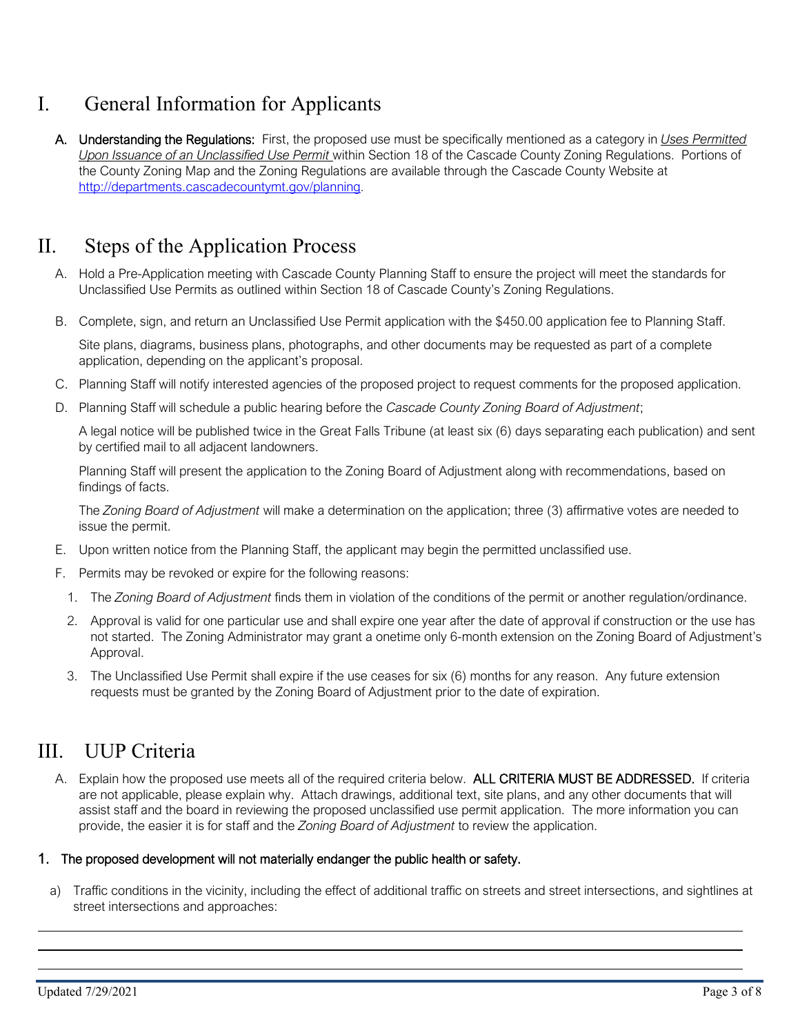# I. General Information for Applicants

**A. Understanding the Regulations:** First, the proposed use must be specifically mentioned as a category in *Uses Permitted Upon Issuance of an Unclassified Use Permit* within Section 18 of the Cascade County Zoning Regulations. Portions of the County Zoning Map and the Zoning Regulations are available through the Cascade County Website at http://departments.cascadecountymt.gov/planning.

# II. Steps of the Application Process

A. Hold a Pre-Application meeting with Cascade County Planning Staff to ensure the project will meet the standards for Unclassified Use Permits as outlined within Section 18 of Cascade County's Zoning Regulations.

B. Complete, sign, and return an Unclassified Use Permit application with the $450.00 application fee to Planning Staff.

Site plans, diagrams, business plans, photographs, and other documents may be requested as part of a complete application, depending on the applicant's proposal.

C. Planning Staff will notify interested agencies of the proposed project to request comments for the proposed application.

D. Planning Staff will schedule a public hearing before the *Cascade County Zoning Board of Adjustment*;

A legal notice will be published twice in the Great Falls Tribune (at least six (6) days separating each publication) and sent by certified mail to all adjacent landowners.

Planning Staff will present the application to the Zoning Board of Adjustment along with recommendations, based on findings of facts.

The *Zoning Board of Adjustment* will make a determination on the application; three (3) affirmative votes are needed to issue the permit.

E. Upon written notice from the Planning Staff, the applicant may begin the permitted unclassified use.

F. Permits may be revoked or expire for the following reasons:

1. The *Zoning Board of Adjustment* finds them in violation of the conditions of the permit or another regulation/ordinance.
2. Approval is valid for one particular use and shall expire one year after the date of approval if construction or the use has not started. The Zoning Administrator may grant a onetime only 6-month extension on the Zoning Board of Adjustment's Approval.
3. The Unclassified Use Permit shall expire if the use ceases for six (6) months for any reason. Any future extension requests must be granted by the Zoning Board of Adjustment prior to the date of expiration.

# III. UUP Criteria

A. Explain how the proposed use meets all of the required criteria below. **ALL CRITERIA MUST BE ADDRESSED.** If criteria are not applicable, please explain why. Attach drawings, additional text, site plans, and any other documents that will assist staff and the board in reviewing the proposed unclassified use permit application. The more information you can provide, the easier it is for staff and the *Zoning Board of Adjustment* to review the application.

**1. The proposed development will not materially endanger the public health or safety.**

a) Traffic conditions in the vicinity, including the effect of additional traffic on streets and street intersections, and sightlines at street intersections and approaches:

\_\_\_\_\_\_\_\_\_\_\_\_\_\_\_\_\_\_\_\_\_\_\_\_\_\_\_\_\_\_\_\_\_\_\_\_\_\_\_\_\_\_\_\_\_\_\_\_\_\_\_\_\_\_\_\_\_\_\_\_\_\_\_\_\_\_\_\_\_\_\_\_\_\_\_\_\_\_

\_\_\_\_\_\_\_\_\_\_\_\_\_\_\_\_\_\_\_\_\_\_\_\_\_\_\_\_\_\_\_\_\_\_\_\_\_\_\_\_\_\_\_\_\_\_\_\_\_\_\_\_\_\_\_\_\_\_\_\_\_\_\_\_\_\_\_\_\_\_\_\_\_\_\_\_\_\_

\_\_\_\_\_\_\_\_\_\_\_\_\_\_\_\_\_\_\_\_\_\_\_\_\_\_\_\_\_\_\_\_\_\_\_\_\_\_\_\_\_\_\_\_\_\_\_\_\_\_\_\_\_\_\_\_\_\_\_\_\_\_\_\_\_\_\_\_\_\_\_\_\_\_\_\_\_\_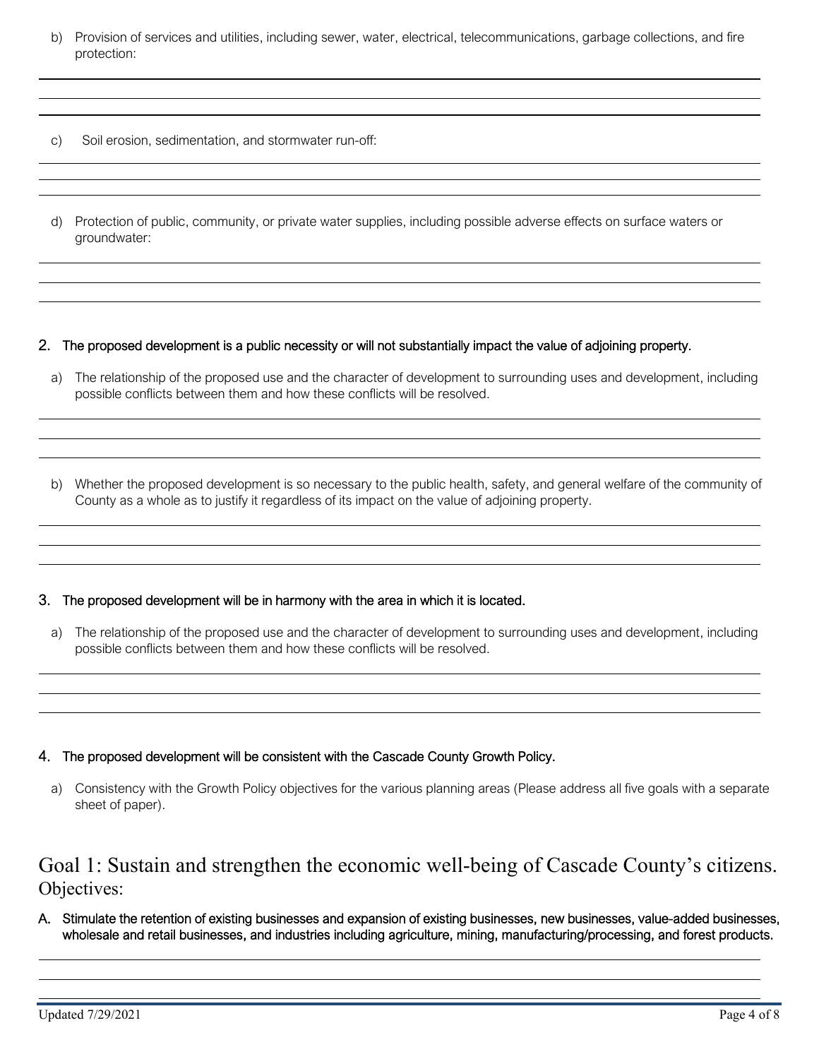b) Provision of services and utilities, including sewer, water, electrical, telecommunications, garbage collections, and fire protection:

c) Soil erosion, sedimentation, and stormwater run-off:

d) Protection of public, community, or private water supplies, including possible adverse effects on surface waters or groundwater:

**2. The proposed development is a public necessity or will not substantially impact the value of adjoining property.**

a) The relationship of the proposed use and the character of development to surrounding uses and development, including possible conflicts between them and how these conflicts will be resolved.

b) Whether the proposed development is so necessary to the public health, safety, and general welfare of the community of County as a whole as to justify it regardless of its impact on the value of adjoining property.

**3. The proposed development will be in harmony with the area in which it is located.**

a) The relationship of the proposed use and the character of development to surrounding uses and development, including possible conflicts between them and how these conflicts will be resolved.

**4. The proposed development will be consistent with the Cascade County Growth Policy.**

a) Consistency with the Growth Policy objectives for the various planning areas (Please address all five goals with a separate sheet of paper).

## Goal 1: Sustain and strengthen the economic well-being of Cascade County's citizens.

### Objectives:

**A. Stimulate the retention of existing businesses and expansion of existing businesses, new businesses, value-added businesses, wholesale and retail businesses, and industries including agriculture, mining, manufacturing/processing, and forest products.**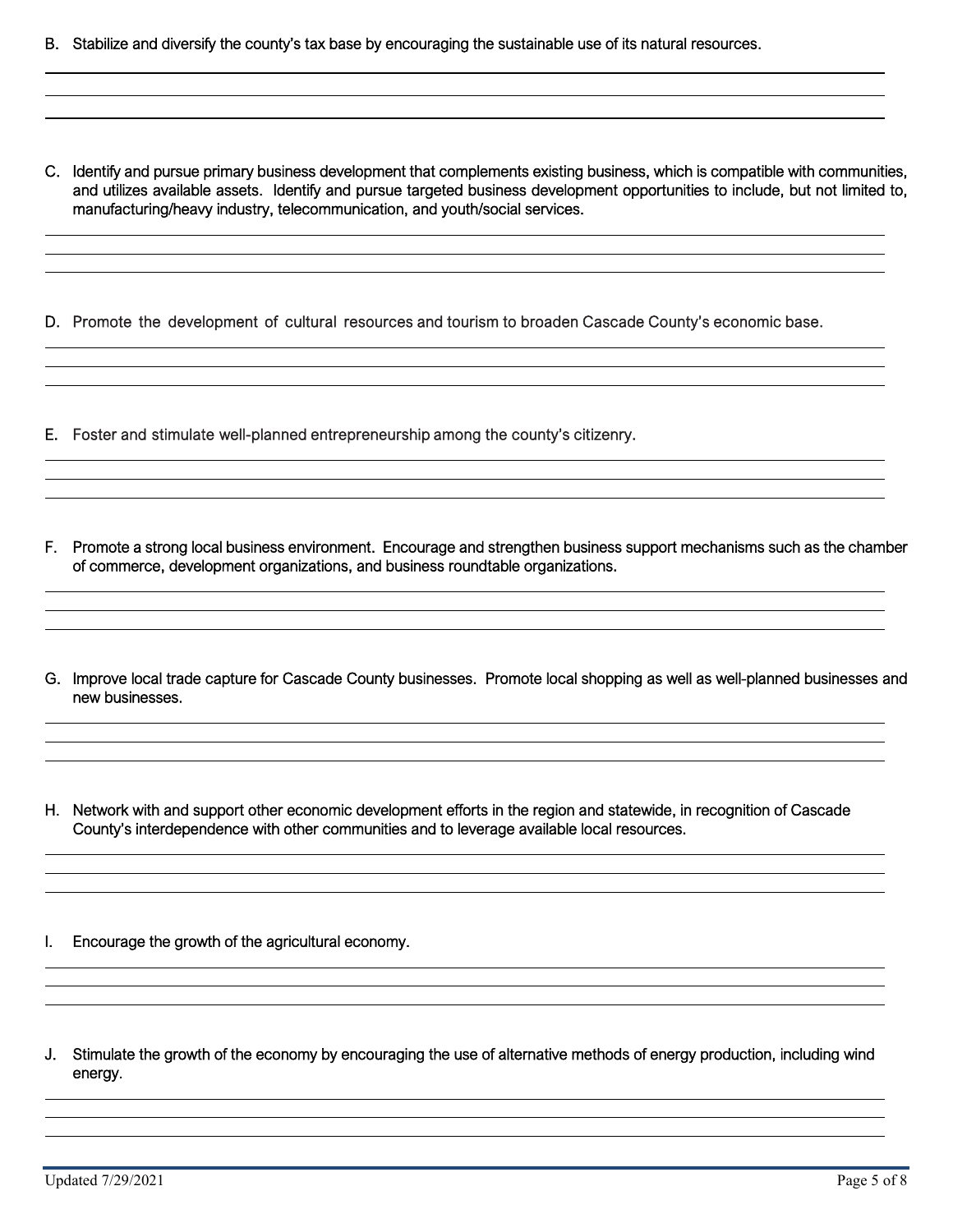B. Stabilize and diversify the county's tax base by encouraging the sustainable use of its natural resources.

C. Identify and pursue primary business development that complements existing business, which is compatible with communities, and utilizes available assets. Identify and pursue targeted business development opportunities to include, but not limited to, manufacturing/heavy industry, telecommunication, and youth/social services.

D. Promote the development of cultural resources and tourism to broaden Cascade County's economic base.

E. Foster and stimulate well-planned entrepreneurship among the county's citizenry.

F. Promote a strong local business environment. Encourage and strengthen business support mechanisms such as the chamber of commerce, development organizations, and business roundtable organizations.

G. Improve local trade capture for Cascade County businesses. Promote local shopping as well as well-planned businesses and new businesses.

H. Network with and support other economic development efforts in the region and statewide, in recognition of Cascade County's interdependence with other communities and to leverage available local resources.

I. Encourage the growth of the agricultural economy.

J. Stimulate the growth of the economy by encouraging the use of alternative methods of energy production, including wind energy.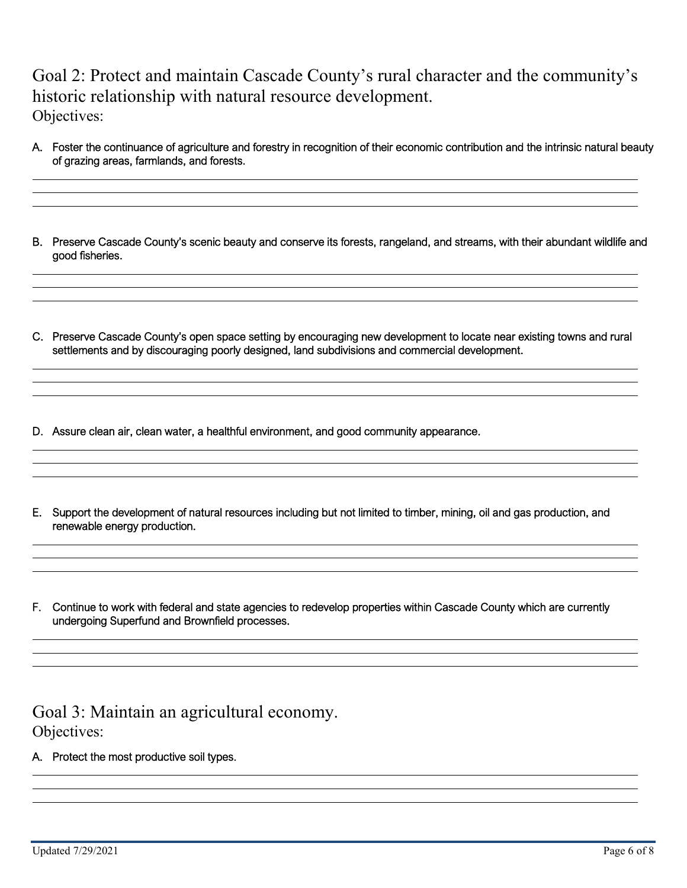## Goal 2: Protect and maintain Cascade County's rural character and the community's historic relationship with natural resource development.

Objectives:

A. Foster the continuance of agriculture and forestry in recognition of their economic contribution and the intrinsic natural beauty of grazing areas, farmlands, and forests.

B. Preserve Cascade County's scenic beauty and conserve its forests, rangeland, and streams, with their abundant wildlife and good fisheries.

C. Preserve Cascade County's open space setting by encouraging new development to locate near existing towns and rural settlements and by discouraging poorly designed, land subdivisions and commercial development.

D. Assure clean air, clean water, a healthful environment, and good community appearance.

E. Support the development of natural resources including but not limited to timber, mining, oil and gas production, and renewable energy production.

F. Continue to work with federal and state agencies to redevelop properties within Cascade County which are currently undergoing Superfund and Brownfield processes.

## Goal 3: Maintain an agricultural economy.

Objectives:

A. Protect the most productive soil types.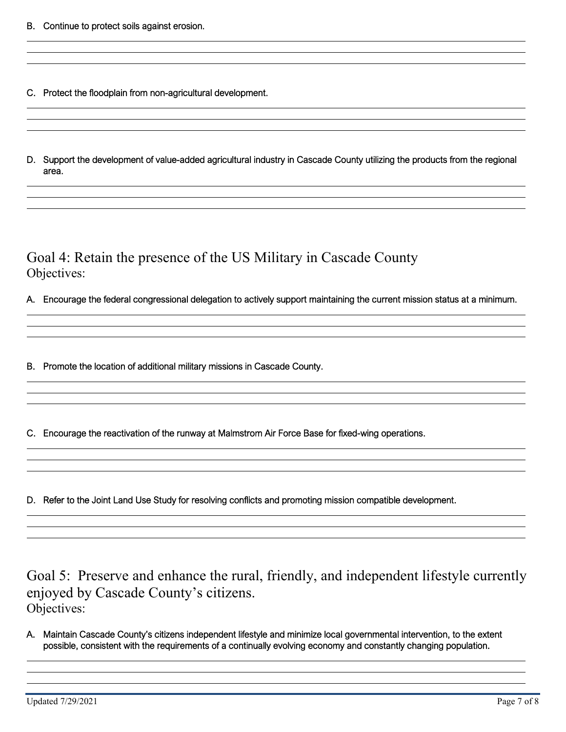B. Continue to protect soils against erosion.

C. Protect the floodplain from non-agricultural development.

D. Support the development of value-added agricultural industry in Cascade County utilizing the products from the regional area.

## Goal 4: Retain the presence of the US Military in Cascade County

Objectives:

A. Encourage the federal congressional delegation to actively support maintaining the current mission status at a minimum.

B. Promote the location of additional military missions in Cascade County.

C. Encourage the reactivation of the runway at Malmstrom Air Force Base for fixed-wing operations.

D. Refer to the Joint Land Use Study for resolving conflicts and promoting mission compatible development.

## Goal 5: Preserve and enhance the rural, friendly, and independent lifestyle currently enjoyed by Cascade County's citizens.

Objectives:

A. Maintain Cascade County's citizens independent lifestyle and minimize local governmental intervention, to the extent possible, consistent with the requirements of a continually evolving economy and constantly changing population.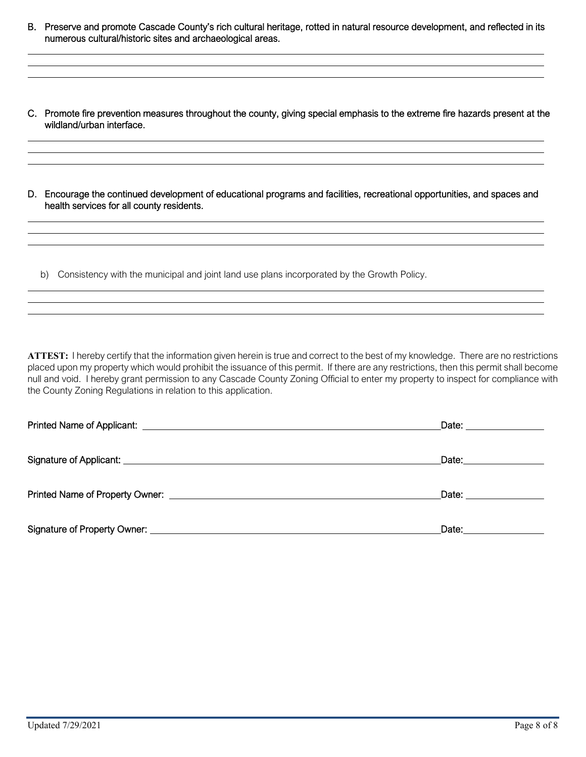B. Preserve and promote Cascade County's rich cultural heritage, rotted in natural resource development, and reflected in its numerous cultural/historic sites and archaeological areas.

C. Promote fire prevention measures throughout the county, giving special emphasis to the extreme fire hazards present at the wildland/urban interface.

D. Encourage the continued development of educational programs and facilities, recreational opportunities, and spaces and health services for all county residents.

b) Consistency with the municipal and joint land use plans incorporated by the Growth Policy.

**ATTEST:** I hereby certify that the information given herein is true and correct to the best of my knowledge. There are no restrictions placed upon my property which would prohibit the issuance of this permit. If there are any restrictions, then this permit shall become null and void. I hereby grant permission to any Cascade County Zoning Official to enter my property to inspect for compliance with the County Zoning Regulations in relation to this application.

Printed Name of Applicant: ______________________ Date: __________

Signature of Applicant: ______________________ Date: __________

Printed Name of Property Owner: ______________________ Date: __________

Signature of Property Owner: ______________________ Date: __________

Updated 7/29/2021